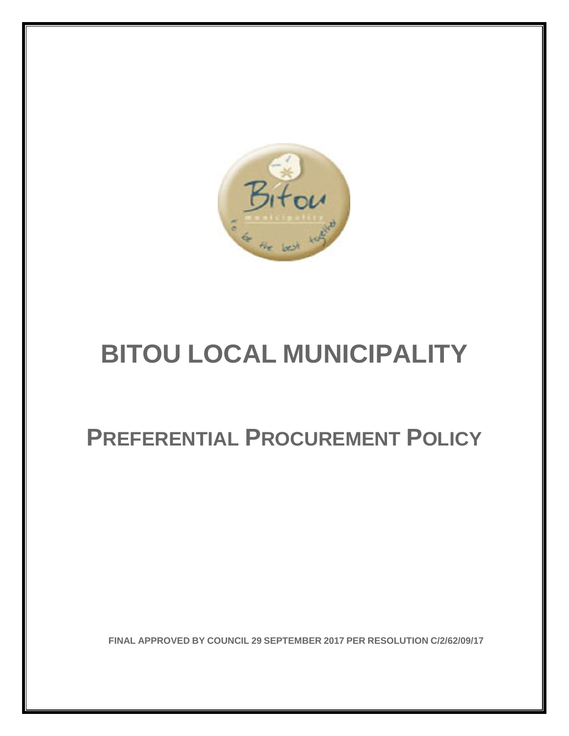# BITOU LOCAL MUNICIPALITY

## PREFERENTIAL PROCUREMENT POLICY

**FINAL APPROVED BY COUNCIL 29 SEPTEMBER 2017 PER RESOLUTION C/2/62/09/17**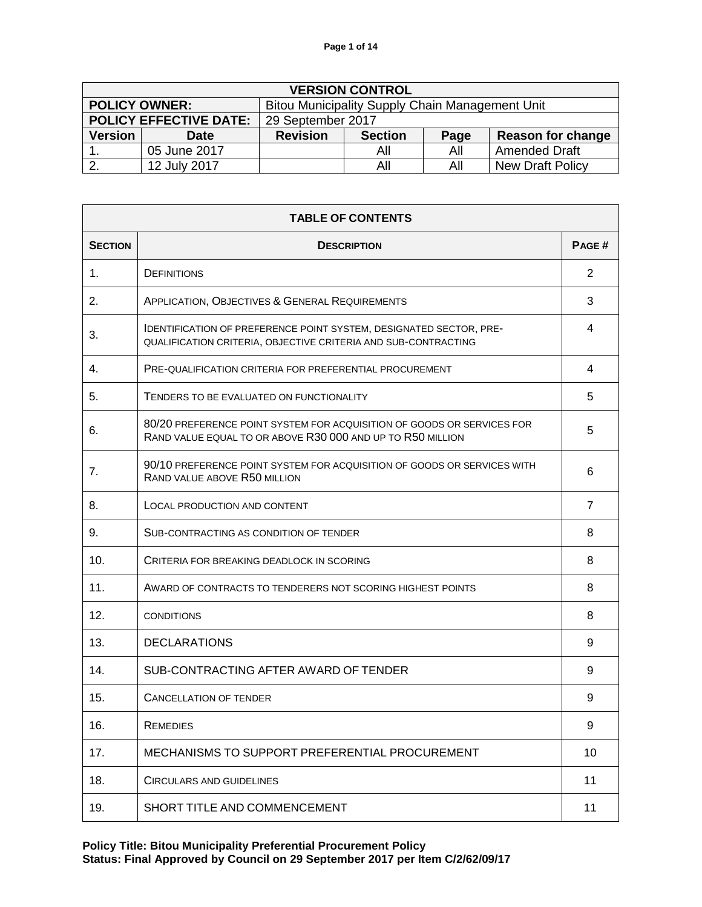| VERSION CONTROL | | | | | |
|---|---|---|---|---|---|
| **POLICY OWNER:** | | Bitou Municipality Supply Chain Management Unit | | | |
| **POLICY EFFECTIVE DATE:** | | 29 September 2017 | | | |
| **Version** | **Date** | **Revision** | **Section** | **Page** | **Reason for change** |
| 1. | 05 June 2017 | | All | All | Amended Draft |
| 2. | 12 July 2017 | | All | All | New Draft Policy |

| TABLE OF CONTENTS | | |
|---|---|---|
| **SECTION** | **DESCRIPTION** | **PAGE #** |
| 1. | DEFINITIONS | 2 |
| 2. | APPLICATION, OBJECTIVES & GENERAL REQUIREMENTS | 3 |
| 3. | IDENTIFICATION OF PREFERENCE POINT SYSTEM, DESIGNATED SECTOR, PRE-QUALIFICATION CRITERIA, OBJECTIVE CRITERIA AND SUB-CONTRACTING | 4 |
| 4. | PRE-QUALIFICATION CRITERIA FOR PREFERENTIAL PROCUREMENT | 4 |
| 5. | TENDERS TO BE EVALUATED ON FUNCTIONALITY | 5 |
| 6. | 80/20 PREFERENCE POINT SYSTEM FOR ACQUISITION OF GOODS OR SERVICES FOR RAND VALUE EQUAL TO OR ABOVE R30 000 AND UP TO R50 MILLION | 5 |
| 7. | 90/10 PREFERENCE POINT SYSTEM FOR ACQUISITION OF GOODS OR SERVICES WITH RAND VALUE ABOVE R50 MILLION | 6 |
| 8. | LOCAL PRODUCTION AND CONTENT | 7 |
| 9. | SUB-CONTRACTING AS CONDITION OF TENDER | 8 |
| 10. | CRITERIA FOR BREAKING DEADLOCK IN SCORING | 8 |
| 11. | AWARD OF CONTRACTS TO TENDERERS NOT SCORING HIGHEST POINTS | 8 |
| 12. | CONDITIONS | 8 |
| 13. | DECLARATIONS | 9 |
| 14. | SUB-CONTRACTING AFTER AWARD OF TENDER | 9 |
| 15. | CANCELLATION OF TENDER | 9 |
| 16. | REMEDIES | 9 |
| 17. | MECHANISMS TO SUPPORT PREFERENTIAL PROCUREMENT | 10 |
| 18. | CIRCULARS AND GUIDELINES | 11 |
| 19. | SHORT TITLE AND COMMENCEMENT | 11 |

**Policy Title: Bitou Municipality Preferential Procurement Policy**
**Status: Final Approved by Council on 29 September 2017 per Item C/2/62/09/17**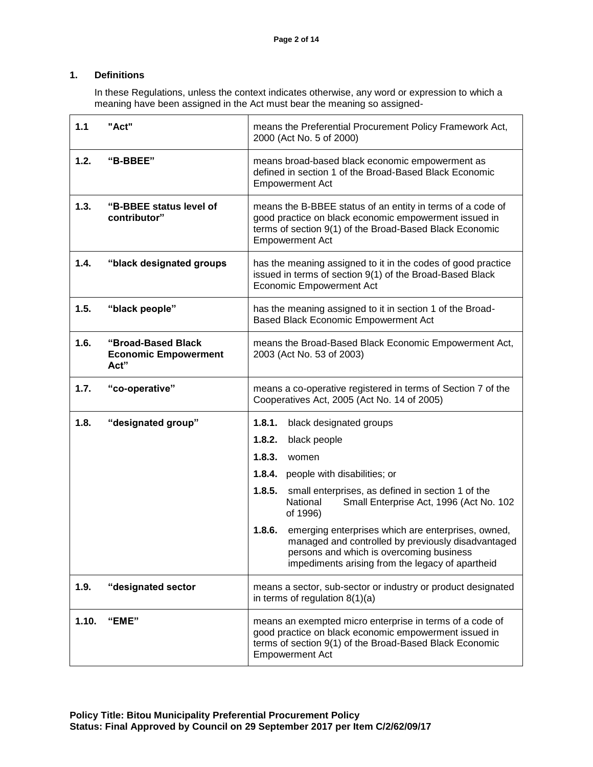## 1. Definitions

In these Regulations, unless the context indicates otherwise, any word or expression to which a meaning have been assigned in the Act must bear the meaning so assigned-

| | |
|---|---|
| **1.1 "Act"** | means the Preferential Procurement Policy Framework Act, 2000 (Act No. 5 of 2000) |
| **1.2. "B-BBEE"** | means broad-based black economic empowerment as defined in section 1 of the Broad-Based Black Economic Empowerment Act |
| **1.3. "B-BBEE status level of contributor"** | means the B-BBEE status of an entity in terms of a code of good practice on black economic empowerment issued in terms of section 9(1) of the Broad-Based Black Economic Empowerment Act |
| **1.4. "black designated groups** | has the meaning assigned to it in the codes of good practice issued in terms of section 9(1) of the Broad-Based Black Economic Empowerment Act |
| **1.5. "black people"** | has the meaning assigned to it in section 1 of the Broad-Based Black Economic Empowerment Act |
| **1.6. "Broad-Based Black Economic Empowerment Act"** | means the Broad-Based Black Economic Empowerment Act, 2003 (Act No. 53 of 2003) |
| **1.7. "co-operative"** | means a co-operative registered in terms of Section 7 of the Cooperatives Act, 2005 (Act No. 14 of 2005) |
| **1.8. "designated group"** | **1.8.1.** black designated groups<br>**1.8.2.** black people<br>**1.8.3.** women<br>**1.8.4.** people with disabilities; or<br>**1.8.5.** small enterprises, as defined in section 1 of the National Small Enterprise Act, 1996 (Act No. 102 of 1996)<br>**1.8.6.** emerging enterprises which are enterprises, owned, managed and controlled by previously disadvantaged persons and which is overcoming business impediments arising from the legacy of apartheid |
| **1.9. "designated sector** | means a sector, sub-sector or industry or product designated in terms of regulation 8(1)(a) |
| **1.10. "EME"** | means an exempted micro enterprise in terms of a code of good practice on black economic empowerment issued in terms of section 9(1) of the Broad-Based Black Economic Empowerment Act |

**Policy Title: Bitou Municipality Preferential Procurement Policy**
**Status: Final Approved by Council on 29 September 2017 per Item C/2/62/09/17**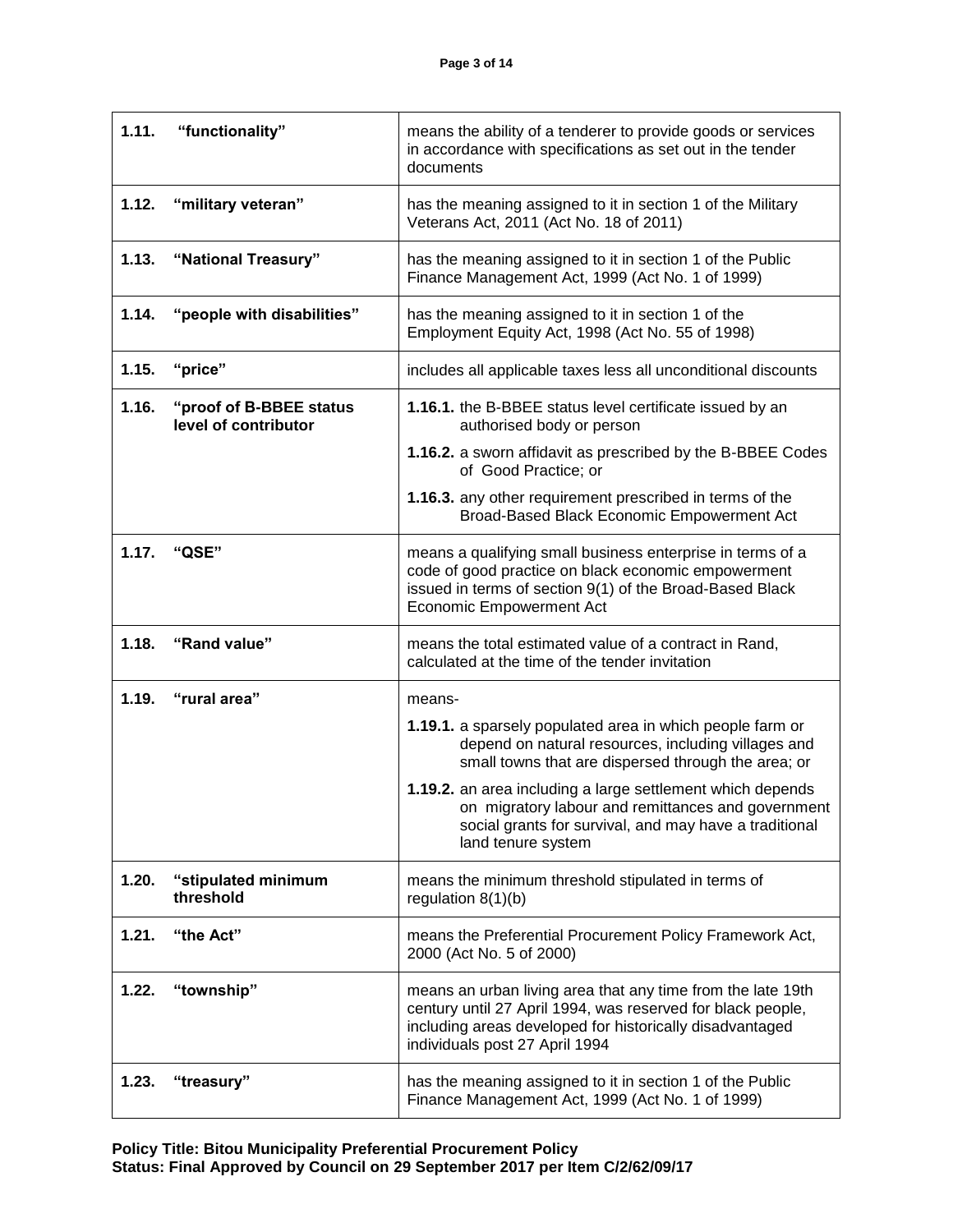| | |
|---|---|
| **1.11. "functionality"** | means the ability of a tenderer to provide goods or services in accordance with specifications as set out in the tender documents |
| **1.12. "military veteran"** | has the meaning assigned to it in section 1 of the Military Veterans Act, 2011 (Act No. 18 of 2011) |
| **1.13. "National Treasury"** | has the meaning assigned to it in section 1 of the Public Finance Management Act, 1999 (Act No. 1 of 1999) |
| **1.14. "people with disabilities"** | has the meaning assigned to it in section 1 of the Employment Equity Act, 1998 (Act No. 55 of 1998) |
| **1.15. "price"** | includes all applicable taxes less all unconditional discounts |
| **1.16. "proof of B-BBEE status level of contributor** | **1.16.1.** the B-BBEE status level certificate issued by an authorised body or person<br>**1.16.2.** a sworn affidavit as prescribed by the B-BBEE Codes of Good Practice; or<br>**1.16.3.** any other requirement prescribed in terms of the Broad-Based Black Economic Empowerment Act |
| **1.17. "QSE"** | means a qualifying small business enterprise in terms of a code of good practice on black economic empowerment issued in terms of section 9(1) of the Broad-Based Black Economic Empowerment Act |
| **1.18. "Rand value"** | means the total estimated value of a contract in Rand, calculated at the time of the tender invitation |
| **1.19. "rural area"** | means-<br>**1.19.1.** a sparsely populated area in which people farm or depend on natural resources, including villages and small towns that are dispersed through the area; or<br>**1.19.2.** an area including a large settlement which depends on migratory labour and remittances and government social grants for survival, and may have a traditional land tenure system |
| **1.20. "stipulated minimum threshold** | means the minimum threshold stipulated in terms of regulation 8(1)(b) |
| **1.21. "the Act"** | means the Preferential Procurement Policy Framework Act, 2000 (Act No. 5 of 2000) |
| **1.22. "township"** | means an urban living area that any time from the late 19th century until 27 April 1994, was reserved for black people, including areas developed for historically disadvantaged individuals post 27 April 1994 |
| **1.23. "treasury"** | has the meaning assigned to it in section 1 of the Public Finance Management Act, 1999 (Act No. 1 of 1999) |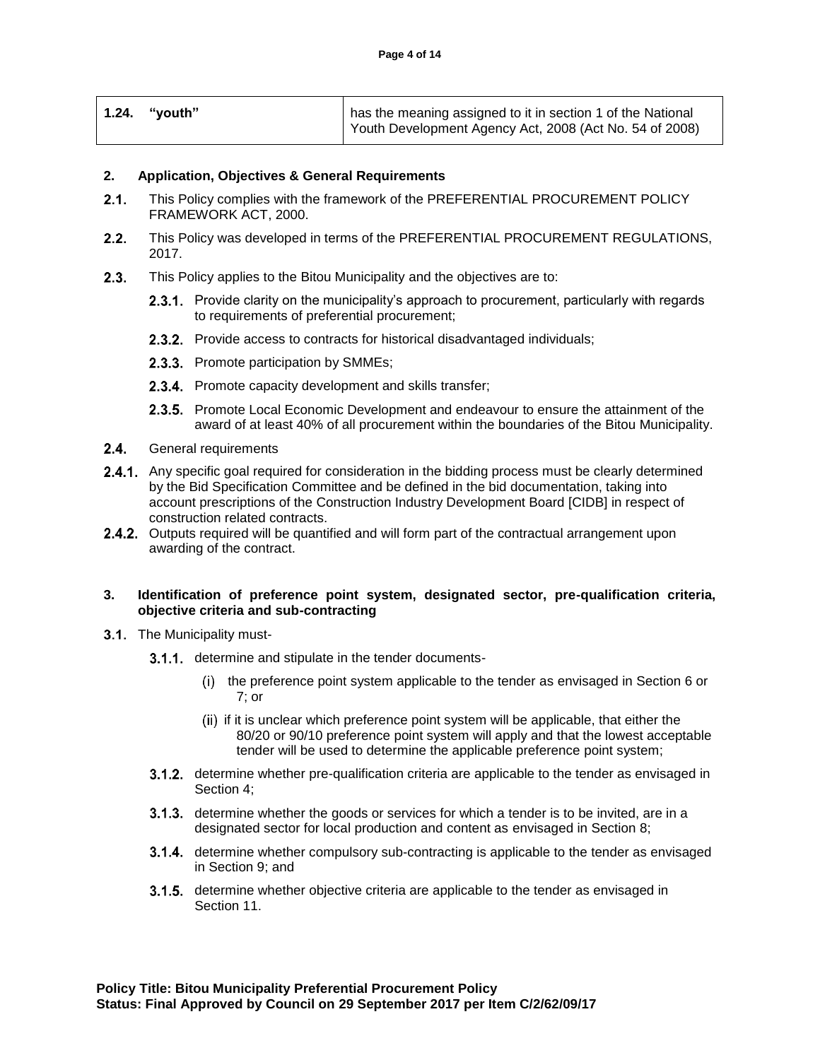| 1.24. "youth" | has the meaning assigned to it in section 1 of the National Youth Development Agency Act, 2008 (Act No. 54 of 2008) |
|---|---|

**2. Application, Objectives & General Requirements**

2.1. This Policy complies with the framework of the PREFERENTIAL PROCUREMENT POLICY FRAMEWORK ACT, 2000.

2.2. This Policy was developed in terms of the PREFERENTIAL PROCUREMENT REGULATIONS, 2017.

2.3. This Policy applies to the Bitou Municipality and the objectives are to:

- 2.3.1. Provide clarity on the municipality's approach to procurement, particularly with regards to requirements of preferential procurement;
- 2.3.2. Provide access to contracts for historical disadvantaged individuals;
- 2.3.3. Promote participation by SMMEs;
- 2.3.4. Promote capacity development and skills transfer;
- 2.3.5. Promote Local Economic Development and endeavour to ensure the attainment of the award of at least 40% of all procurement within the boundaries of the Bitou Municipality.

2.4. General requirements

2.4.1. Any specific goal required for consideration in the bidding process must be clearly determined by the Bid Specification Committee and be defined in the bid documentation, taking into account prescriptions of the Construction Industry Development Board [CIDB] in respect of construction related contracts.

2.4.2. Outputs required will be quantified and will form part of the contractual arrangement upon awarding of the contract.

**3. Identification of preference point system, designated sector, pre-qualification criteria, objective criteria and sub-contracting**

3.1. The Municipality must-

- 3.1.1. determine and stipulate in the tender documents-
  - (i) the preference point system applicable to the tender as envisaged in Section 6 or 7; or
  - (ii) if it is unclear which preference point system will be applicable, that either the 80/20 or 90/10 preference point system will apply and that the lowest acceptable tender will be used to determine the applicable preference point system;
- 3.1.2. determine whether pre-qualification criteria are applicable to the tender as envisaged in Section 4;
- 3.1.3. determine whether the goods or services for which a tender is to be invited, are in a designated sector for local production and content as envisaged in Section 8;
- 3.1.4. determine whether compulsory sub-contracting is applicable to the tender as envisaged in Section 9; and
- 3.1.5. determine whether objective criteria are applicable to the tender as envisaged in Section 11.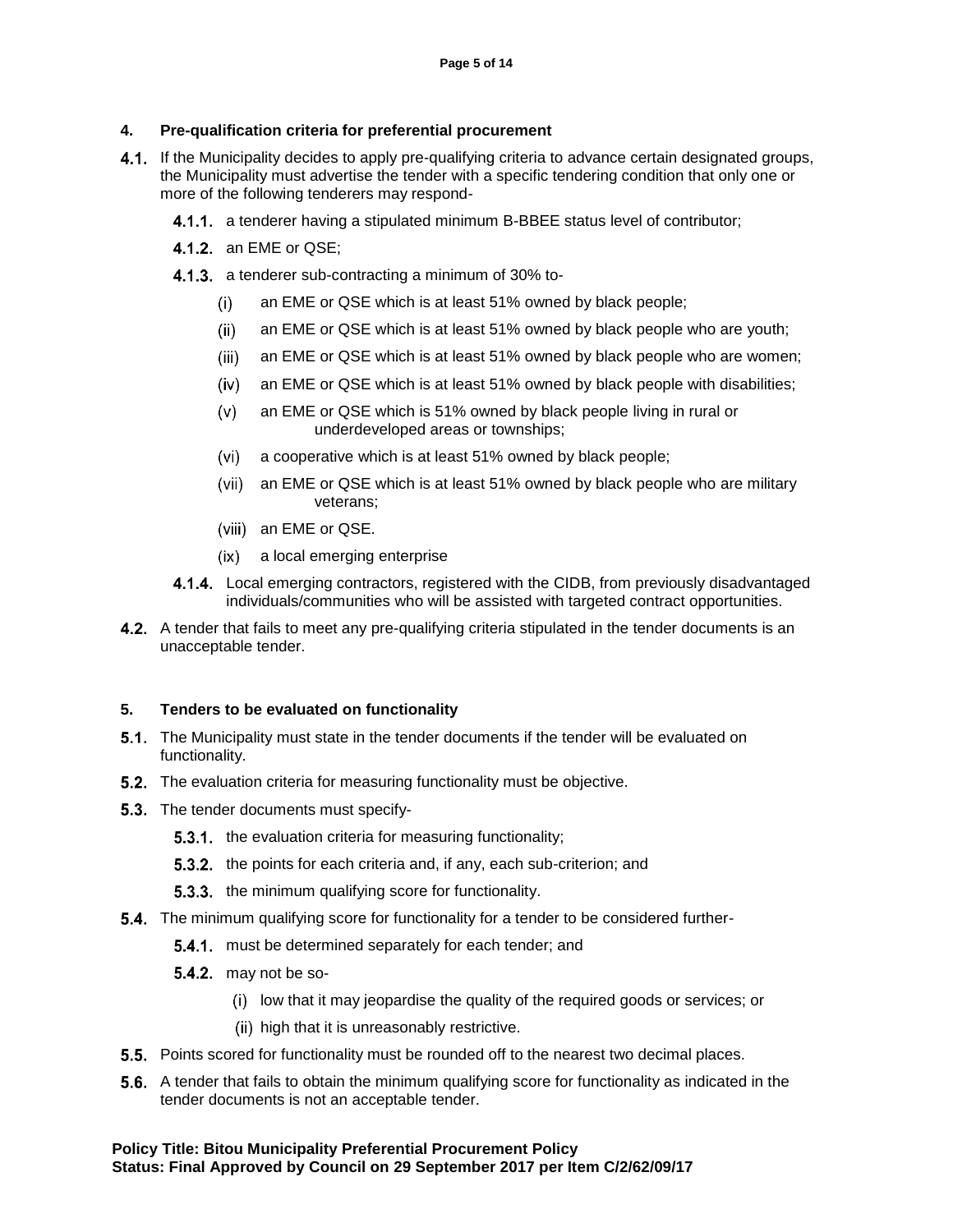## 4. Pre-qualification criteria for preferential procurement

**4.1.** If the Municipality decides to apply pre-qualifying criteria to advance certain designated groups, the Municipality must advertise the tender with a specific tendering condition that only one or more of the following tenderers may respond-

- **4.1.1.** a tenderer having a stipulated minimum B-BBEE status level of contributor;
- **4.1.2.** an EME or QSE;
- **4.1.3.** a tenderer sub-contracting a minimum of 30% to-
  - (i) an EME or QSE which is at least 51% owned by black people;
  - (ii) an EME or QSE which is at least 51% owned by black people who are youth;
  - (iii) an EME or QSE which is at least 51% owned by black people who are women;
  - (iv) an EME or QSE which is at least 51% owned by black people with disabilities;
  - (v) an EME or QSE which is 51% owned by black people living in rural or underdeveloped areas or townships;
  - (vi) a cooperative which is at least 51% owned by black people;
  - (vii) an EME or QSE which is at least 51% owned by black people who are military veterans;
  - (viii) an EME or QSE.
  - (ix) a local emerging enterprise
- **4.1.4.** Local emerging contractors, registered with the CIDB, from previously disadvantaged individuals/communities who will be assisted with targeted contract opportunities.

**4.2.** A tender that fails to meet any pre-qualifying criteria stipulated in the tender documents is an unacceptable tender.

## 5. Tenders to be evaluated on functionality

**5.1.** The Municipality must state in the tender documents if the tender will be evaluated on functionality.

**5.2.** The evaluation criteria for measuring functionality must be objective.

**5.3.** The tender documents must specify-

- **5.3.1.** the evaluation criteria for measuring functionality;
- **5.3.2.** the points for each criteria and, if any, each sub-criterion; and
- **5.3.3.** the minimum qualifying score for functionality.

**5.4.** The minimum qualifying score for functionality for a tender to be considered further-

- **5.4.1.** must be determined separately for each tender; and
- **5.4.2.** may not be so-
  - (i) low that it may jeopardise the quality of the required goods or services; or
  - (ii) high that it is unreasonably restrictive.

**5.5.** Points scored for functionality must be rounded off to the nearest two decimal places.

**5.6.** A tender that fails to obtain the minimum qualifying score for functionality as indicated in the tender documents is not an acceptable tender.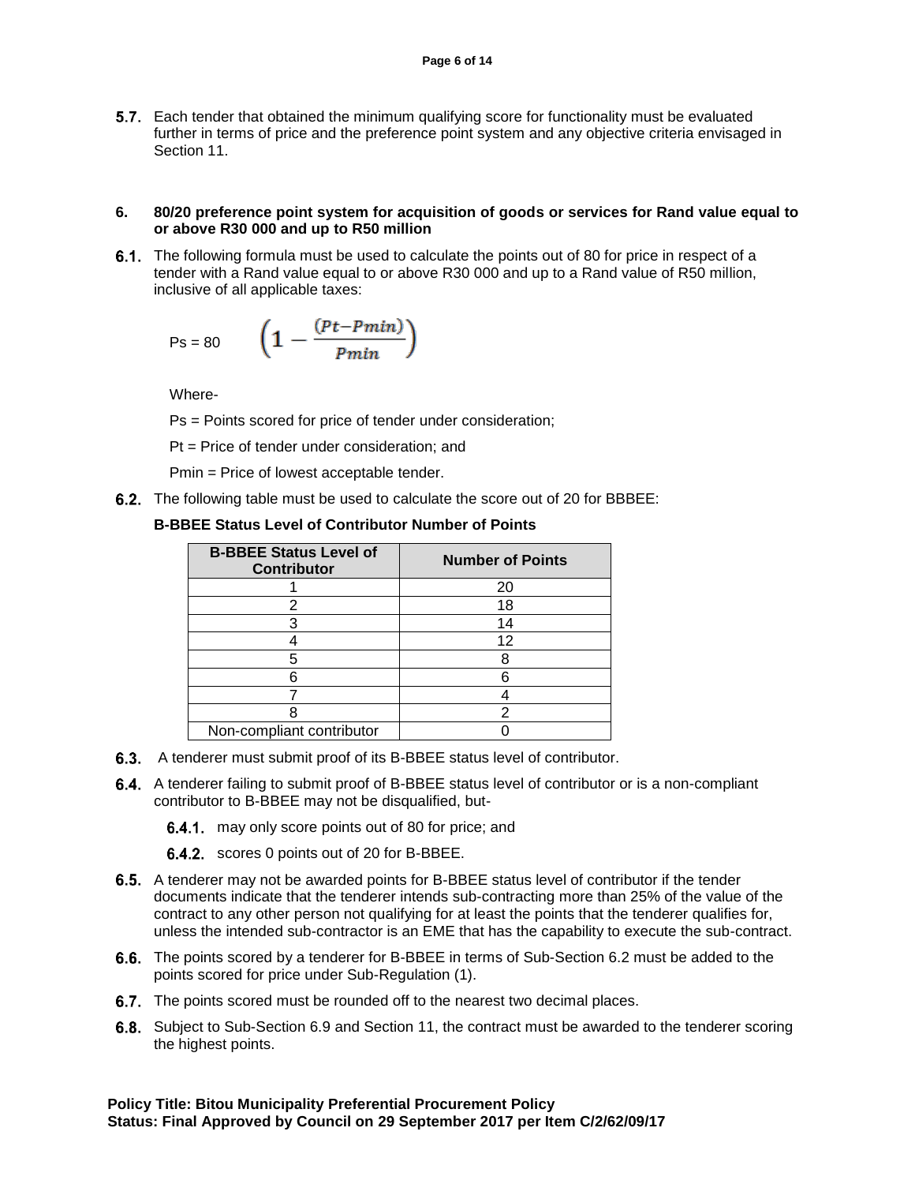**5.7.** Each tender that obtained the minimum qualifying score for functionality must be evaluated further in terms of price and the preference point system and any objective criteria envisaged in Section 11.

**6. 80/20 preference point system for acquisition of goods or services for Rand value equal to or above R30 000 and up to R50 million**

**6.1.** The following formula must be used to calculate the points out of 80 for price in respect of a tender with a Rand value equal to or above R30 000 and up to a Rand value of R50 million, inclusive of all applicable taxes:

$$Ps = 80 \left(1 - \frac{(Pt - Pmin)}{Pmin}\right)$$

Where-

Ps = Points scored for price of tender under consideration;

Pt = Price of tender under consideration; and

Pmin = Price of lowest acceptable tender.

**6.2.** The following table must be used to calculate the score out of 20 for BBBEE:

**B-BBEE Status Level of Contributor Number of Points**

| B-BBEE Status Level of Contributor | Number of Points |
| --- | --- |
| 1 | 20 |
| 2 | 18 |
| 3 | 14 |
| 4 | 12 |
| 5 | 8 |
| 6 | 6 |
| 7 | 4 |
| 8 | 2 |
| Non-compliant contributor | 0 |

**6.3.** A tenderer must submit proof of its B-BBEE status level of contributor.

**6.4.** A tenderer failing to submit proof of B-BBEE status level of contributor or is a non-compliant contributor to B-BBEE may not be disqualified, but-

**6.4.1.** may only score points out of 80 for price; and

**6.4.2.** scores 0 points out of 20 for B-BBEE.

**6.5.** A tenderer may not be awarded points for B-BBEE status level of contributor if the tender documents indicate that the tenderer intends sub-contracting more than 25% of the value of the contract to any other person not qualifying for at least the points that the tenderer qualifies for, unless the intended sub-contractor is an EME that has the capability to execute the sub-contract.

**6.6.** The points scored by a tenderer for B-BBEE in terms of Sub-Section 6.2 must be added to the points scored for price under Sub-Regulation (1).

**6.7.** The points scored must be rounded off to the nearest two decimal places.

**6.8.** Subject to Sub-Section 6.9 and Section 11, the contract must be awarded to the tenderer scoring the highest points.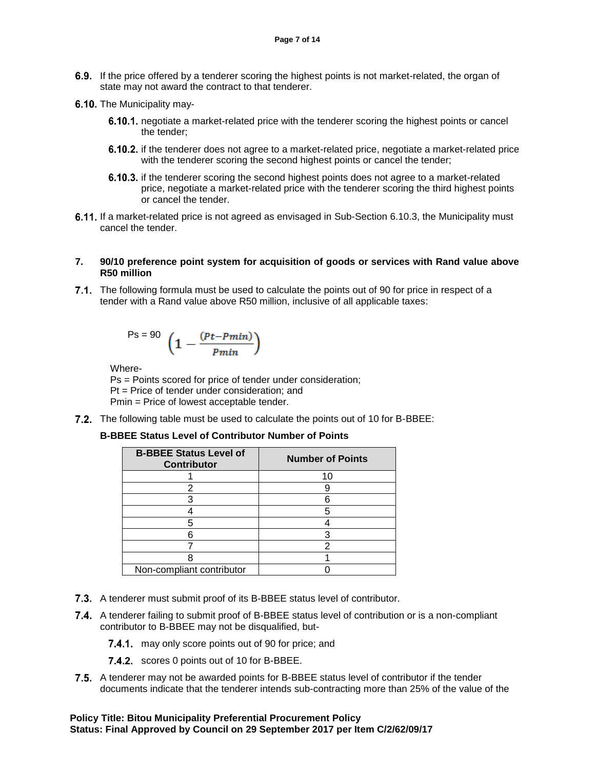**6.9.** If the price offered by a tenderer scoring the highest points is not market-related, the organ of state may not award the contract to that tenderer.

**6.10.** The Municipality may-

**6.10.1.** negotiate a market-related price with the tenderer scoring the highest points or cancel the tender;

**6.10.2.** if the tenderer does not agree to a market-related price, negotiate a market-related price with the tenderer scoring the second highest points or cancel the tender;

**6.10.3.** if the tenderer scoring the second highest points does not agree to a market-related price, negotiate a market-related price with the tenderer scoring the third highest points or cancel the tender.

**6.11.** If a market-related price is not agreed as envisaged in Sub-Section 6.10.3, the Municipality must cancel the tender.

## 7. 90/10 preference point system for acquisition of goods or services with Rand value above R50 million

**7.1.** The following formula must be used to calculate the points out of 90 for price in respect of a tender with a Rand value above R50 million, inclusive of all applicable taxes:

$$Ps = 90 \left(1 - \frac{(Pt - Pmin)}{Pmin}\right)$$

Where-
Ps = Points scored for price of tender under consideration;
Pt = Price of tender under consideration; and
Pmin = Price of lowest acceptable tender.

**7.2.** The following table must be used to calculate the points out of 10 for B-BBEE:

**B-BBEE Status Level of Contributor Number of Points**

| B-BBEE Status Level of Contributor | Number of Points |
|---|---|
| 1 | 10 |
| 2 | 9 |
| 3 | 6 |
| 4 | 5 |
| 5 | 4 |
| 6 | 3 |
| 7 | 2 |
| 8 | 1 |
| Non-compliant contributor | 0 |

**7.3.** A tenderer must submit proof of its B-BBEE status level of contributor.

**7.4.** A tenderer failing to submit proof of B-BBEE status level of contribution or is a non-compliant contributor to B-BBEE may not be disqualified, but-

**7.4.1.** may only score points out of 90 for price; and

**7.4.2.** scores 0 points out of 10 for B-BBEE.

**7.5.** A tenderer may not be awarded points for B-BBEE status level of contributor if the tender documents indicate that the tenderer intends sub-contracting more than 25% of the value of the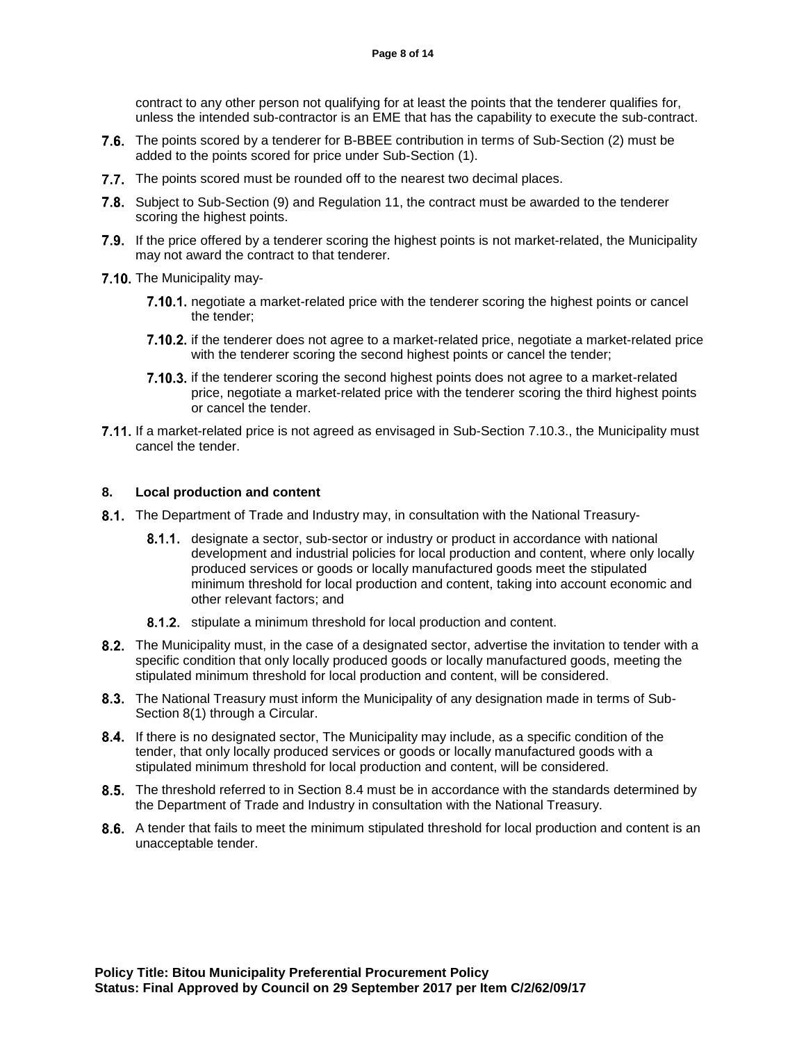contract to any other person not qualifying for at least the points that the tenderer qualifies for, unless the intended sub-contractor is an EME that has the capability to execute the sub-contract.

**7.6.** The points scored by a tenderer for B-BBEE contribution in terms of Sub-Section (2) must be added to the points scored for price under Sub-Section (1).

**7.7.** The points scored must be rounded off to the nearest two decimal places.

**7.8.** Subject to Sub-Section (9) and Regulation 11, the contract must be awarded to the tenderer scoring the highest points.

**7.9.** If the price offered by a tenderer scoring the highest points is not market-related, the Municipality may not award the contract to that tenderer.

**7.10.** The Municipality may-

> **7.10.1.** negotiate a market-related price with the tenderer scoring the highest points or cancel the tender;
>
> **7.10.2.** if the tenderer does not agree to a market-related price, negotiate a market-related price with the tenderer scoring the second highest points or cancel the tender;
>
> **7.10.3.** if the tenderer scoring the second highest points does not agree to a market-related price, negotiate a market-related price with the tenderer scoring the third highest points or cancel the tender.

**7.11.** If a market-related price is not agreed as envisaged in Sub-Section 7.10.3., the Municipality must cancel the tender.

## 8. Local production and content

**8.1.** The Department of Trade and Industry may, in consultation with the National Treasury-

> **8.1.1.** designate a sector, sub-sector or industry or product in accordance with national development and industrial policies for local production and content, where only locally produced services or goods or locally manufactured goods meet the stipulated minimum threshold for local production and content, taking into account economic and other relevant factors; and
>
> **8.1.2.** stipulate a minimum threshold for local production and content.

**8.2.** The Municipality must, in the case of a designated sector, advertise the invitation to tender with a specific condition that only locally produced goods or locally manufactured goods, meeting the stipulated minimum threshold for local production and content, will be considered.

**8.3.** The National Treasury must inform the Municipality of any designation made in terms of Sub-Section 8(1) through a Circular.

**8.4.** If there is no designated sector, The Municipality may include, as a specific condition of the tender, that only locally produced services or goods or locally manufactured goods with a stipulated minimum threshold for local production and content, will be considered.

**8.5.** The threshold referred to in Section 8.4 must be in accordance with the standards determined by the Department of Trade and Industry in consultation with the National Treasury.

**8.6.** A tender that fails to meet the minimum stipulated threshold for local production and content is an unacceptable tender.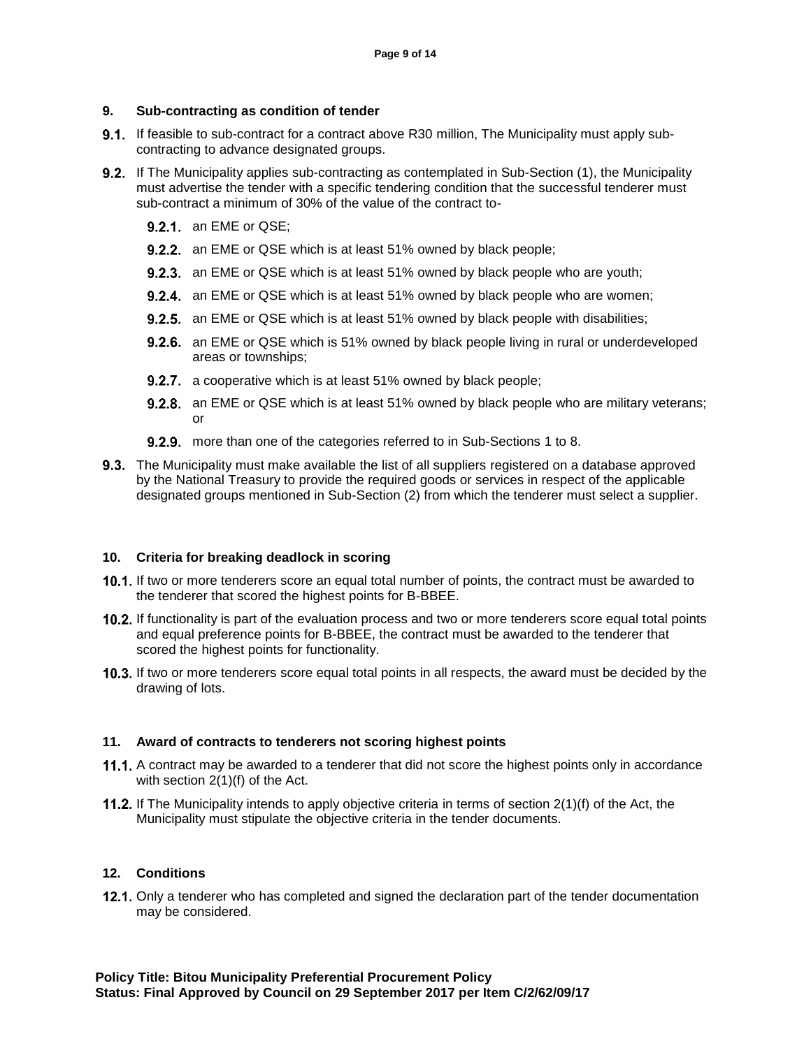## 9. Sub-contracting as condition of tender

**9.1.** If feasible to sub-contract for a contract above R30 million, The Municipality must apply sub-contracting to advance designated groups.

**9.2.** If The Municipality applies sub-contracting as contemplated in Sub-Section (1), the Municipality must advertise the tender with a specific tendering condition that the successful tenderer must sub-contract a minimum of 30% of the value of the contract to-

- **9.2.1.** an EME or QSE;
- **9.2.2.** an EME or QSE which is at least 51% owned by black people;
- **9.2.3.** an EME or QSE which is at least 51% owned by black people who are youth;
- **9.2.4.** an EME or QSE which is at least 51% owned by black people who are women;
- **9.2.5.** an EME or QSE which is at least 51% owned by black people with disabilities;
- **9.2.6.** an EME or QSE which is 51% owned by black people living in rural or underdeveloped areas or townships;
- **9.2.7.** a cooperative which is at least 51% owned by black people;
- **9.2.8.** an EME or QSE which is at least 51% owned by black people who are military veterans; or
- **9.2.9.** more than one of the categories referred to in Sub-Sections 1 to 8.

**9.3.** The Municipality must make available the list of all suppliers registered on a database approved by the National Treasury to provide the required goods or services in respect of the applicable designated groups mentioned in Sub-Section (2) from which the tenderer must select a supplier.

## 10. Criteria for breaking deadlock in scoring

**10.1.** If two or more tenderers score an equal total number of points, the contract must be awarded to the tenderer that scored the highest points for B-BBEE.

**10.2.** If functionality is part of the evaluation process and two or more tenderers score equal total points and equal preference points for B-BBEE, the contract must be awarded to the tenderer that scored the highest points for functionality.

**10.3.** If two or more tenderers score equal total points in all respects, the award must be decided by the drawing of lots.

## 11. Award of contracts to tenderers not scoring highest points

**11.1.** A contract may be awarded to a tenderer that did not score the highest points only in accordance with section 2(1)(f) of the Act.

**11.2.** If The Municipality intends to apply objective criteria in terms of section 2(1)(f) of the Act, the Municipality must stipulate the objective criteria in the tender documents.

## 12. Conditions

**12.1.** Only a tenderer who has completed and signed the declaration part of the tender documentation may be considered.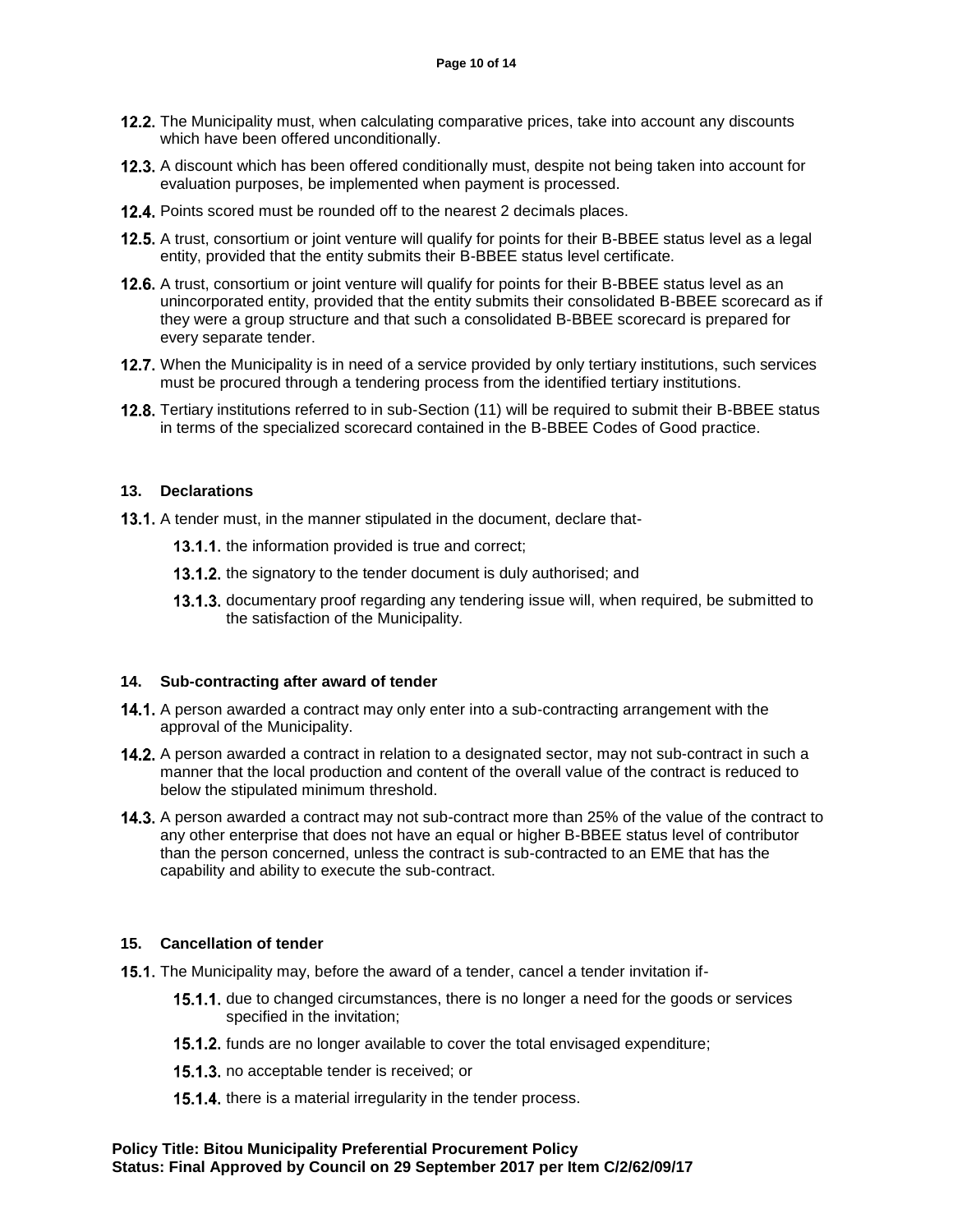12.2. The Municipality must, when calculating comparative prices, take into account any discounts which have been offered unconditionally.

12.3. A discount which has been offered conditionally must, despite not being taken into account for evaluation purposes, be implemented when payment is processed.

12.4. Points scored must be rounded off to the nearest 2 decimals places.

12.5. A trust, consortium or joint venture will qualify for points for their B-BBEE status level as a legal entity, provided that the entity submits their B-BBEE status level certificate.

12.6. A trust, consortium or joint venture will qualify for points for their B-BBEE status level as an unincorporated entity, provided that the entity submits their consolidated B-BBEE scorecard as if they were a group structure and that such a consolidated B-BBEE scorecard is prepared for every separate tender.

12.7. When the Municipality is in need of a service provided by only tertiary institutions, such services must be procured through a tendering process from the identified tertiary institutions.

12.8. Tertiary institutions referred to in sub-Section (11) will be required to submit their B-BBEE status in terms of the specialized scorecard contained in the B-BBEE Codes of Good practice.

## 13. Declarations

13.1. A tender must, in the manner stipulated in the document, declare that-

- 13.1.1. the information provided is true and correct;
- 13.1.2. the signatory to the tender document is duly authorised; and
- 13.1.3. documentary proof regarding any tendering issue will, when required, be submitted to the satisfaction of the Municipality.

## 14. Sub-contracting after award of tender

14.1. A person awarded a contract may only enter into a sub-contracting arrangement with the approval of the Municipality.

14.2. A person awarded a contract in relation to a designated sector, may not sub-contract in such a manner that the local production and content of the overall value of the contract is reduced to below the stipulated minimum threshold.

14.3. A person awarded a contract may not sub-contract more than 25% of the value of the contract to any other enterprise that does not have an equal or higher B-BBEE status level of contributor than the person concerned, unless the contract is sub-contracted to an EME that has the capability and ability to execute the sub-contract.

## 15. Cancellation of tender

15.1. The Municipality may, before the award of a tender, cancel a tender invitation if-

- 15.1.1. due to changed circumstances, there is no longer a need for the goods or services specified in the invitation;
- 15.1.2. funds are no longer available to cover the total envisaged expenditure;
- 15.1.3. no acceptable tender is received; or
- 15.1.4. there is a material irregularity in the tender process.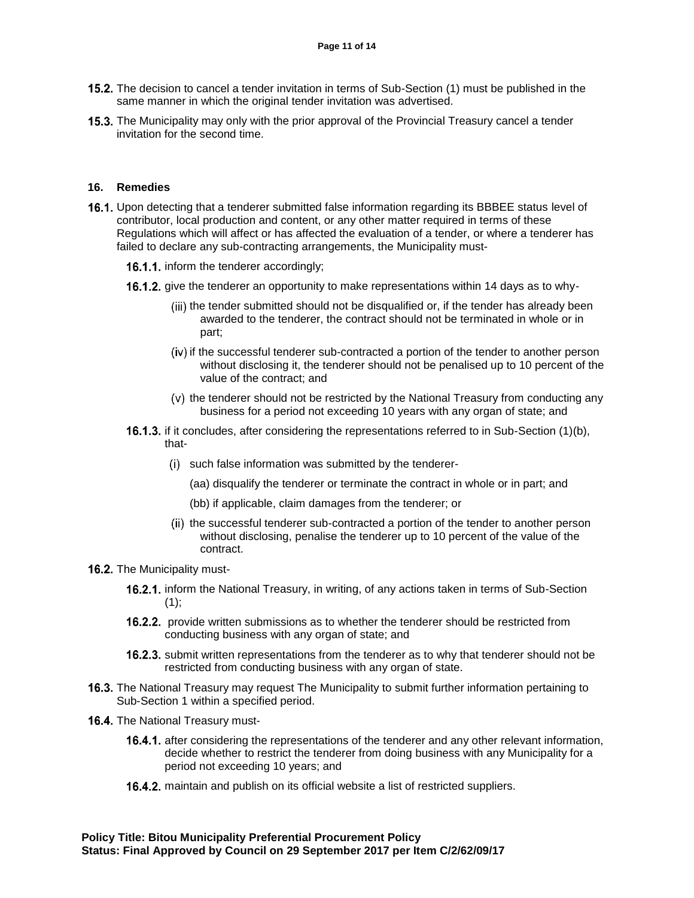**15.2.** The decision to cancel a tender invitation in terms of Sub-Section (1) must be published in the same manner in which the original tender invitation was advertised.

**15.3.** The Municipality may only with the prior approval of the Provincial Treasury cancel a tender invitation for the second time.

## 16. Remedies

**16.1.** Upon detecting that a tenderer submitted false information regarding its BBBEE status level of contributor, local production and content, or any other matter required in terms of these Regulations which will affect or has affected the evaluation of a tender, or where a tenderer has failed to declare any sub-contracting arrangements, the Municipality must-

- **16.1.1.** inform the tenderer accordingly;
- **16.1.2.** give the tenderer an opportunity to make representations within 14 days as to why-
  - (iii) the tender submitted should not be disqualified or, if the tender has already been awarded to the tenderer, the contract should not be terminated in whole or in part;
  - (iv) if the successful tenderer sub-contracted a portion of the tender to another person without disclosing it, the tenderer should not be penalised up to 10 percent of the value of the contract; and
  - (v) the tenderer should not be restricted by the National Treasury from conducting any business for a period not exceeding 10 years with any organ of state; and
- **16.1.3.** if it concludes, after considering the representations referred to in Sub-Section (1)(b), that-
  - (i) such false information was submitted by the tenderer-
    - (aa) disqualify the tenderer or terminate the contract in whole or in part; and
    - (bb) if applicable, claim damages from the tenderer; or
  - (ii) the successful tenderer sub-contracted a portion of the tender to another person without disclosing, penalise the tenderer up to 10 percent of the value of the contract.

**16.2.** The Municipality must-

- **16.2.1.** inform the National Treasury, in writing, of any actions taken in terms of Sub-Section (1);
- **16.2.2.** provide written submissions as to whether the tenderer should be restricted from conducting business with any organ of state; and
- **16.2.3.** submit written representations from the tenderer as to why that tenderer should not be restricted from conducting business with any organ of state.

**16.3.** The National Treasury may request The Municipality to submit further information pertaining to Sub-Section 1 within a specified period.

**16.4.** The National Treasury must-

- **16.4.1.** after considering the representations of the tenderer and any other relevant information, decide whether to restrict the tenderer from doing business with any Municipality for a period not exceeding 10 years; and
- **16.4.2.** maintain and publish on its official website a list of restricted suppliers.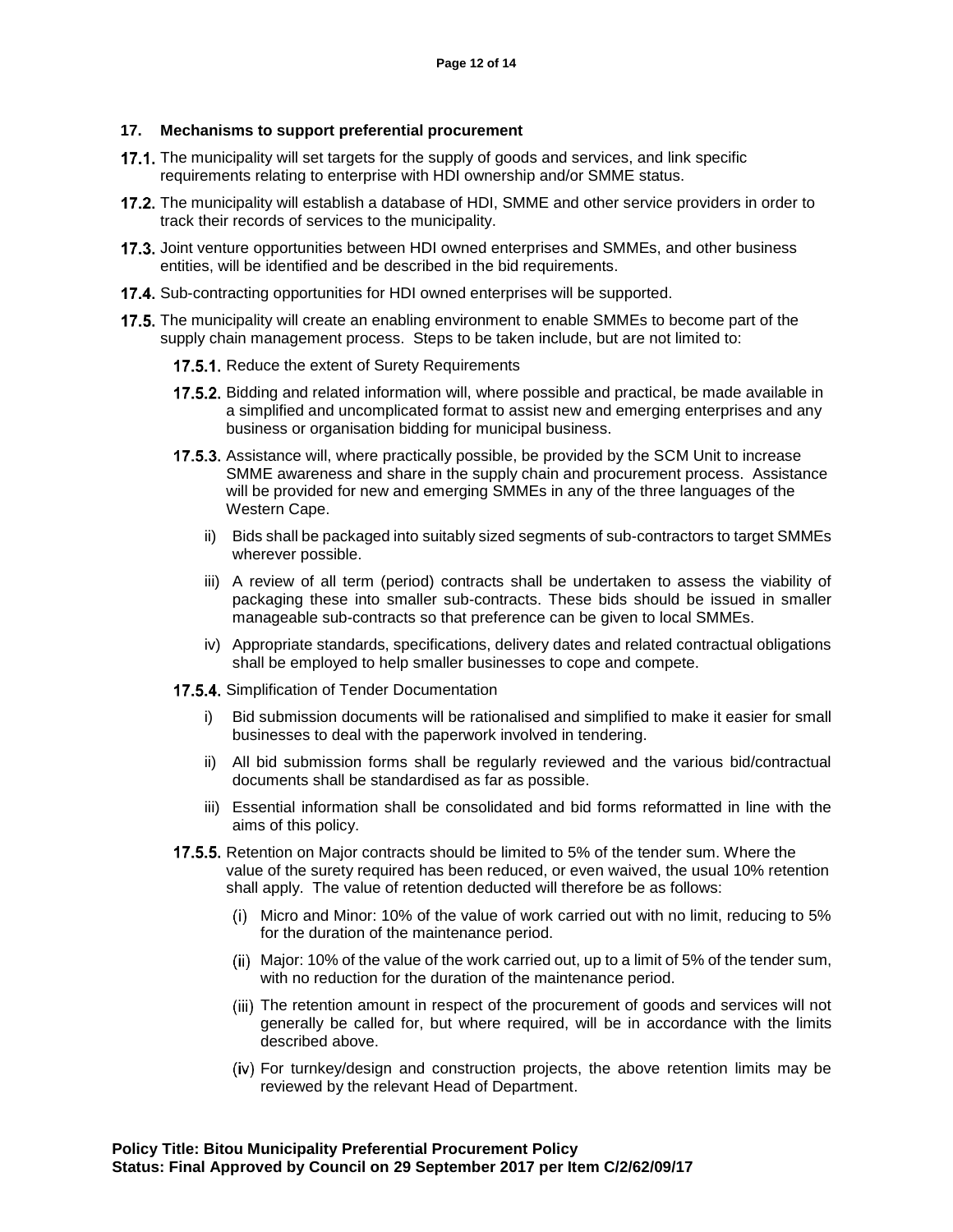## 17. Mechanisms to support preferential procurement

**17.1.** The municipality will set targets for the supply of goods and services, and link specific requirements relating to enterprise with HDI ownership and/or SMME status.

**17.2.** The municipality will establish a database of HDI, SMME and other service providers in order to track their records of services to the municipality.

**17.3.** Joint venture opportunities between HDI owned enterprises and SMMEs, and other business entities, will be identified and be described in the bid requirements.

**17.4.** Sub-contracting opportunities for HDI owned enterprises will be supported.

**17.5.** The municipality will create an enabling environment to enable SMMEs to become part of the supply chain management process. Steps to be taken include, but are not limited to:

**17.5.1.** Reduce the extent of Surety Requirements

**17.5.2.** Bidding and related information will, where possible and practical, be made available in a simplified and uncomplicated format to assist new and emerging enterprises and any business or organisation bidding for municipal business.

**17.5.3.** Assistance will, where practically possible, be provided by the SCM Unit to increase SMME awareness and share in the supply chain and procurement process. Assistance will be provided for new and emerging SMMEs in any of the three languages of the Western Cape.

ii) Bids shall be packaged into suitably sized segments of sub-contractors to target SMMEs wherever possible.

iii) A review of all term (period) contracts shall be undertaken to assess the viability of packaging these into smaller sub-contracts. These bids should be issued in smaller manageable sub-contracts so that preference can be given to local SMMEs.

iv) Appropriate standards, specifications, delivery dates and related contractual obligations shall be employed to help smaller businesses to cope and compete.

**17.5.4.** Simplification of Tender Documentation

i) Bid submission documents will be rationalised and simplified to make it easier for small businesses to deal with the paperwork involved in tendering.

ii) All bid submission forms shall be regularly reviewed and the various bid/contractual documents shall be standardised as far as possible.

iii) Essential information shall be consolidated and bid forms reformatted in line with the aims of this policy.

**17.5.5.** Retention on Major contracts should be limited to 5% of the tender sum. Where the value of the surety required has been reduced, or even waived, the usual 10% retention shall apply. The value of retention deducted will therefore be as follows:

(i) Micro and Minor: 10% of the value of work carried out with no limit, reducing to 5% for the duration of the maintenance period.

(ii) Major: 10% of the value of the work carried out, up to a limit of 5% of the tender sum, with no reduction for the duration of the maintenance period.

(iii) The retention amount in respect of the procurement of goods and services will not generally be called for, but where required, will be in accordance with the limits described above.

(iv) For turnkey/design and construction projects, the above retention limits may be reviewed by the relevant Head of Department.

**Policy Title: Bitou Municipality Preferential Procurement Policy**
**Status: Final Approved by Council on 29 September 2017 per Item C/2/62/09/17**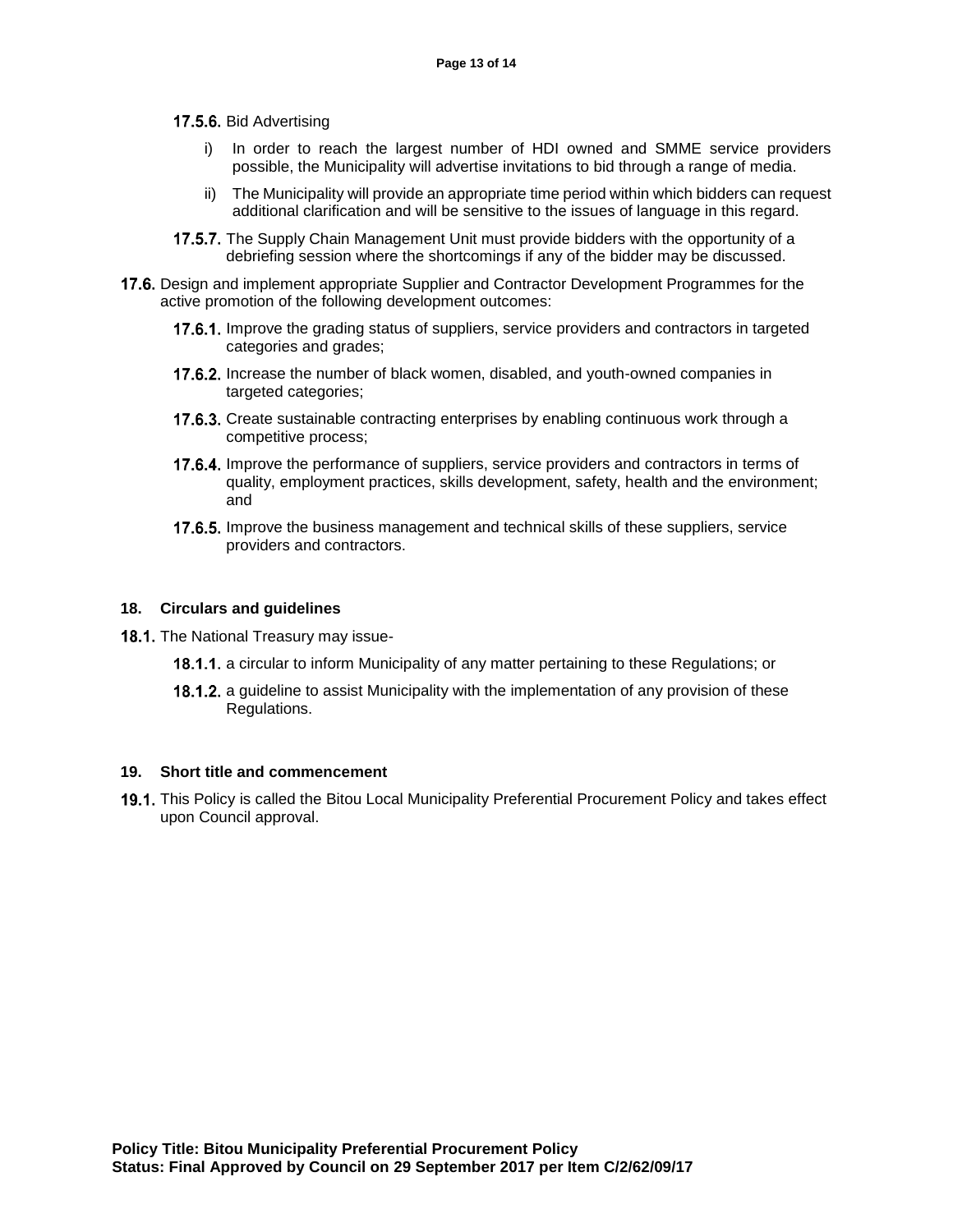17.5.6. Bid Advertising

i) In order to reach the largest number of HDI owned and SMME service providers possible, the Municipality will advertise invitations to bid through a range of media.

ii) The Municipality will provide an appropriate time period within which bidders can request additional clarification and will be sensitive to the issues of language in this regard.

17.5.7. The Supply Chain Management Unit must provide bidders with the opportunity of a debriefing session where the shortcomings if any of the bidder may be discussed.

17.6. Design and implement appropriate Supplier and Contractor Development Programmes for the active promotion of the following development outcomes:

17.6.1. Improve the grading status of suppliers, service providers and contractors in targeted categories and grades;

17.6.2. Increase the number of black women, disabled, and youth-owned companies in targeted categories;

17.6.3. Create sustainable contracting enterprises by enabling continuous work through a competitive process;

17.6.4. Improve the performance of suppliers, service providers and contractors in terms of quality, employment practices, skills development, safety, health and the environment; and

17.6.5. Improve the business management and technical skills of these suppliers, service providers and contractors.

## 18. Circulars and guidelines

18.1. The National Treasury may issue-

18.1.1. a circular to inform Municipality of any matter pertaining to these Regulations; or

18.1.2. a guideline to assist Municipality with the implementation of any provision of these Regulations.

## 19. Short title and commencement

19.1. This Policy is called the Bitou Local Municipality Preferential Procurement Policy and takes effect upon Council approval.